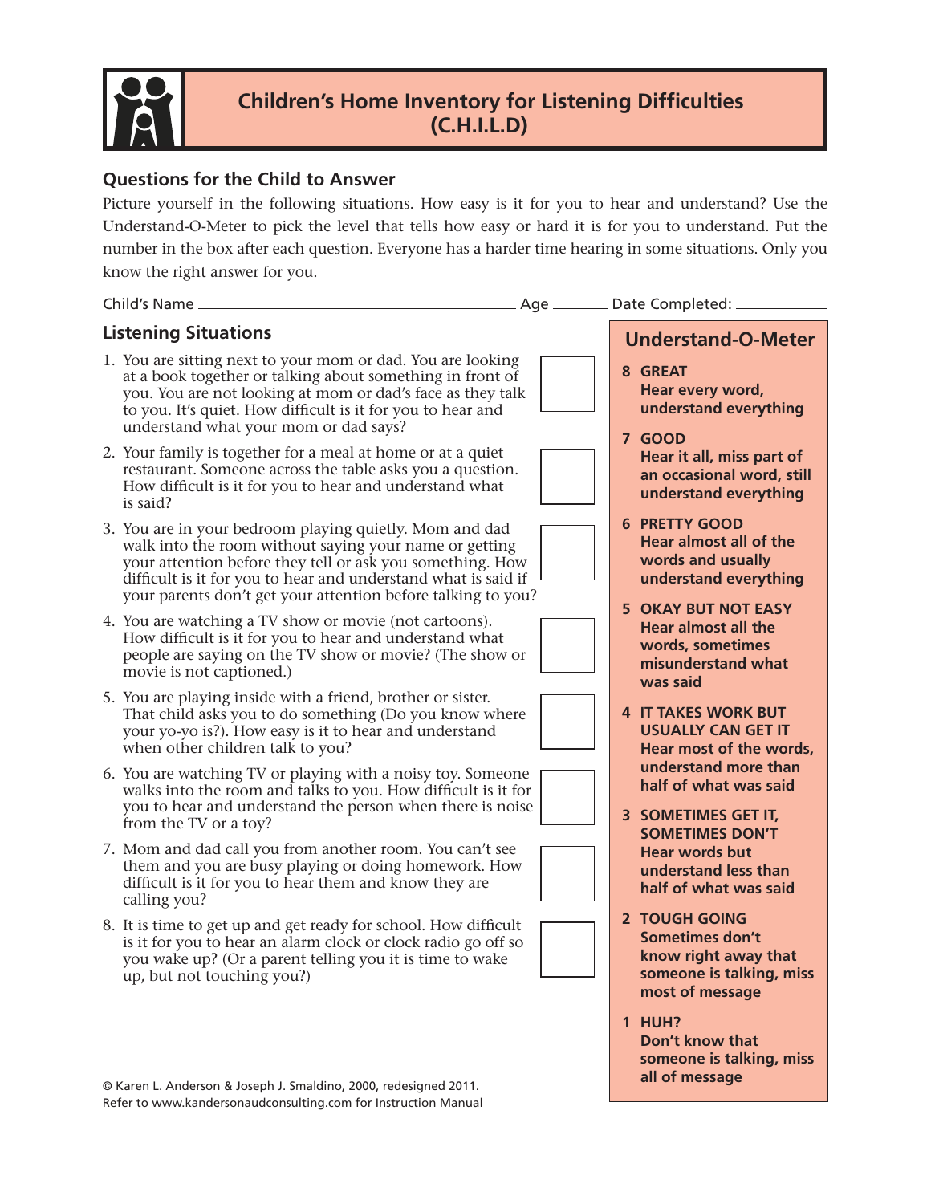# Children's Home Inventory for Listening Difficulties (C.H.I.L.D)

## Questions for the Child to Answer

Picture yourself in the following situations. How easy is it for you to hear and understand? Use the Understand-O-Meter to pick the level that tells how easy or hard it is for you to understand. Put the number in the box after each question. Everyone has a harder time hearing in some situations. Only you know the right answer for you.

Child's Name ______________________________ Age ______ Date Completed: __________

## Listening Situations

1. You are sitting next to your mom or dad. You are looking at a book together or talking about something in front of you. You are not looking at mom or dad's face as they talk to you. It's quiet. How difficult is it for you to hear and understand what your mom or dad says? ☐
2. Your family is together for a meal at home or at a quiet restaurant. Someone across the table asks you a question. How difficult is it for you to hear and understand what is said? ☐
3. You are in your bedroom playing quietly. Mom and dad walk into the room without saying your name or getting your attention before they tell or ask you something. How difficult is it for you to hear and understand what is said if your parents don't get your attention before talking to you? ☐
4. You are watching a TV show or movie (not cartoons). How difficult is it for you to hear and understand what people are saying on the TV show or movie? (The show or movie is not captioned.) ☐
5. You are playing inside with a friend, brother or sister. That child asks you to do something (Do you know where your yo-yo is?). How easy is it to hear and understand when other children talk to you? ☐
6. You are watching TV or playing with a noisy toy. Someone walks into the room and talks to you. How difficult is it for you to hear and understand the person when there is noise from the TV or a toy? ☐
7. Mom and dad call you from another room. You can't see them and you are busy playing or doing homework. How difficult is it for you to hear them and know they are calling you? ☐
8. It is time to get up and get ready for school. How difficult is it for you to hear an alarm clock or clock radio go off so you wake up? (Or a parent telling you it is time to wake up, but not touching you?) ☐

## Understand-O-Meter

**8 GREAT**
**Hear every word, understand everything**

**7 GOOD**
**Hear it all, miss part of an occasional word, still understand everything**

**6 PRETTY GOOD**
**Hear almost all of the words and usually understand everything**

**5 OKAY BUT NOT EASY**
**Hear almost all the words, sometimes misunderstand what was said**

**4 IT TAKES WORK BUT USUALLY CAN GET IT**
**Hear most of the words, understand more than half of what was said**

**3 SOMETIMES GET IT, SOMETIMES DON'T**
**Hear words but understand less than half of what was said**

**2 TOUGH GOING**
**Sometimes don't know right away that someone is talking, miss most of message**

**1 HUH?**
**Don't know that someone is talking, miss all of message**

© Karen L. Anderson & Joseph J. Smaldino, 2000, redesigned 2011.
Refer to www.kandersonaudconsulting.com for Instruction Manual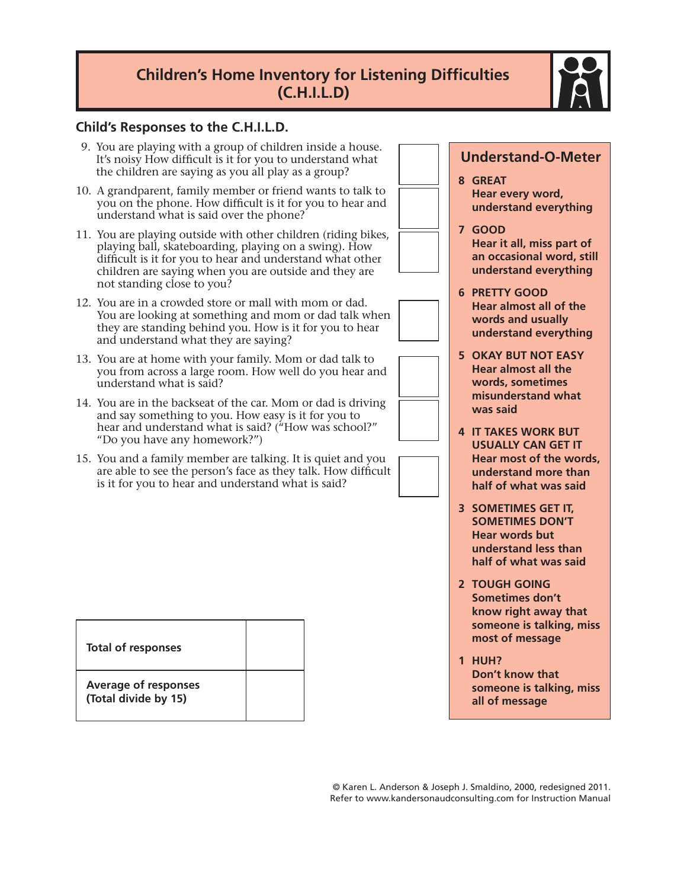# Children's Home Inventory for Listening Difficulties (C.H.I.L.D)

## Child's Responses to the C.H.I.L.D.

9. You are playing with a group of children inside a house. It's noisy How difficult is it for you to understand what the children are saying as you all play as a group?
10. A grandparent, family member or friend wants to talk to you on the phone. How difficult is it for you to hear and understand what is said over the phone?
11. You are playing outside with other children (riding bikes, playing ball, skateboarding, playing on a swing). How difficult is it for you to hear and understand what other children are saying when you are outside and they are not standing close to you?
12. You are in a crowded store or mall with mom or dad. You are looking at something and mom or dad talk when they are standing behind you. How is it for you to hear and understand what they are saying?
13. You are at home with your family. Mom or dad talk to you from across a large room. How well do you hear and understand what is said?
14. You are in the backseat of the car. Mom or dad is driving and say something to you. How easy is it for you to hear and understand what is said? ("How was school?" "Do you have any homework?")
15. You and a family member are talking. It is quiet and you are able to see the person's face as they talk. How difficult is it for you to hear and understand what is said?

| | |
|---|---|
| **Total of responses** | |
| **Average of responses (Total divide by 15)** | |

### Understand-O-Meter

**8 GREAT**
**Hear every word, understand everything**

**7 GOOD**
**Hear it all, miss part of an occasional word, still understand everything**

**6 PRETTY GOOD**
**Hear almost all of the words and usually understand everything**

**5 OKAY BUT NOT EASY**
**Hear almost all the words, sometimes misunderstand what was said**

**4 IT TAKES WORK BUT USUALLY CAN GET IT**
**Hear most of the words, understand more than half of what was said**

**3 SOMETIMES GET IT, SOMETIMES DON'T**
**Hear words but understand less than half of what was said**

**2 TOUGH GOING**
**Sometimes don't know right away that someone is talking, miss most of message**

**1 HUH?**
**Don't know that someone is talking, miss all of message**

© Karen L. Anderson & Joseph J. Smaldino, 2000, redesigned 2011.
Refer to www.kandersonaudconsulting.com for Instruction Manual